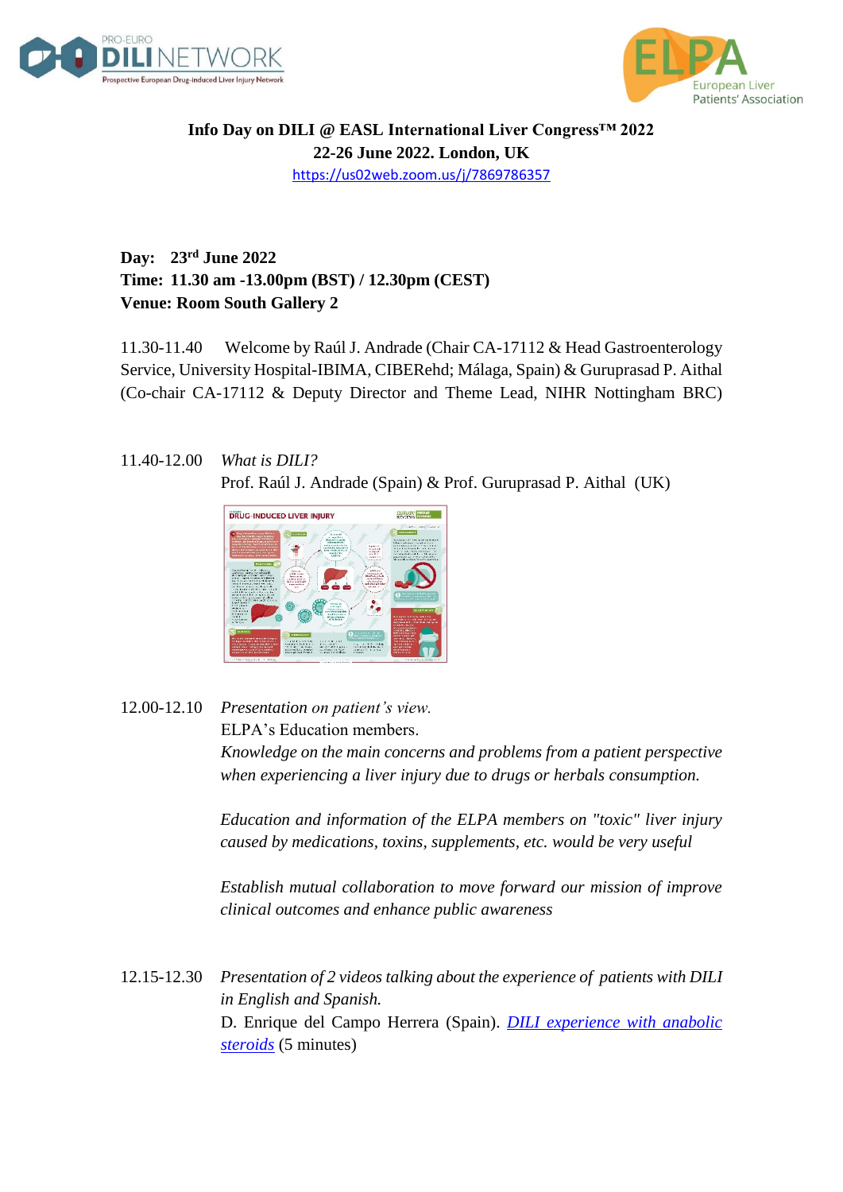**Info Day on DILI @ EASL International Liver Congress™ 2022**
**22-26 June 2022. London, UK**
https://us02web.zoom.us/j/7869786357

**Day: 23rd June 2022**
**Time: 11.30 am -13.00pm (BST) / 12.30pm (CEST)**
**Venue: Room South Gallery 2**

11.30-11.40 Welcome by Raúl J. Andrade (Chair CA-17112 & Head Gastroenterology Service, University Hospital-IBIMA, CIBERehd; Málaga, Spain) & Guruprasad P. Aithal (Co-chair CA-17112 & Deputy Director and Theme Lead, NIHR Nottingham BRC)

11.40-12.00 *What is DILI?*
Prof. Raúl J. Andrade (Spain) & Prof. Guruprasad P. Aithal (UK)

12.00-12.10 *Presentation on patient's view.*
ELPA's Education members.
*Knowledge on the main concerns and problems from a patient perspective when experiencing a liver injury due to drugs or herbals consumption.*

*Education and information of the ELPA members on "toxic" liver injury caused by medications, toxins, supplements, etc. would be very useful*

*Establish mutual collaboration to move forward our mission of improve clinical outcomes and enhance public awareness*

12.15-12.30 *Presentation of 2 videos talking about the experience of patients with DILI in English and Spanish.*
D. Enrique del Campo Herrera (Spain). *DILI experience with anabolic steroids* (5 minutes)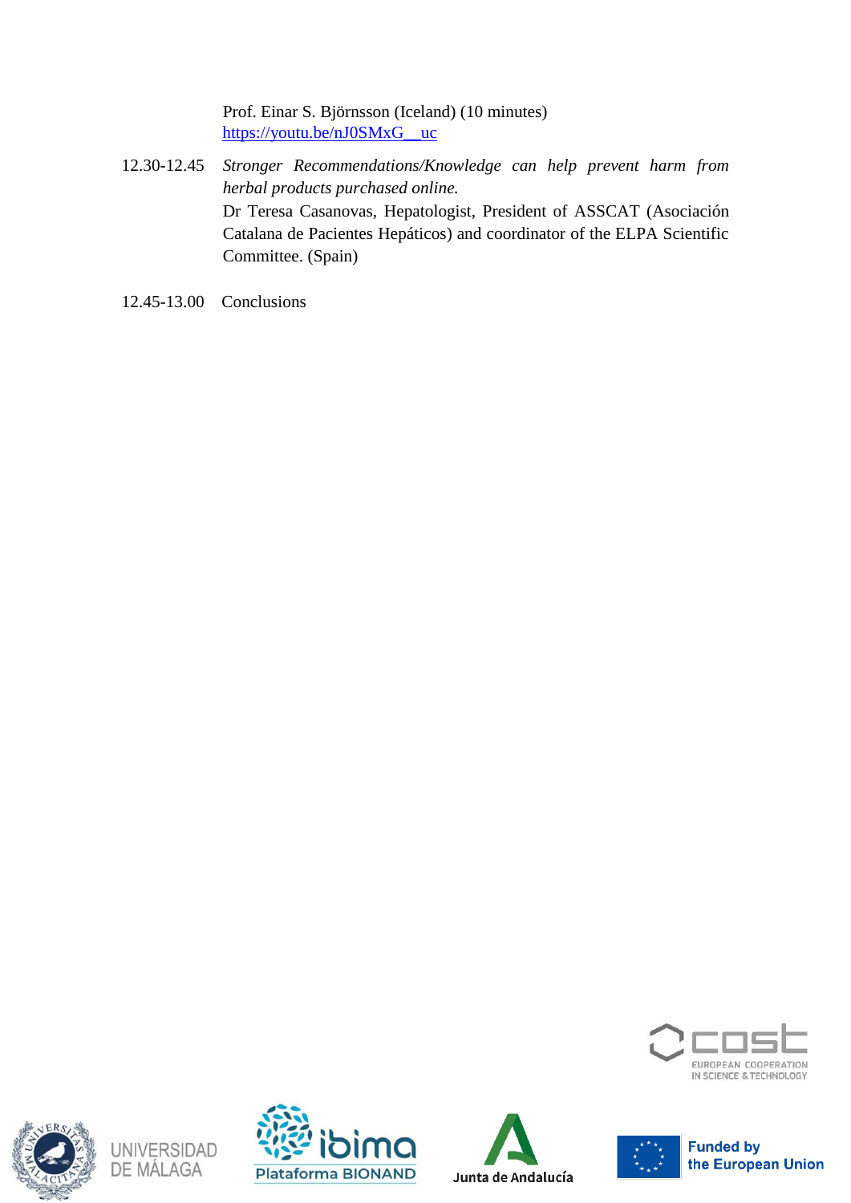Prof. Einar S. Björnsson (Iceland) (10 minutes)
https://youtu.be/nJ0SMxG__uc

12.30-12.45 *Stronger Recommendations/Knowledge can help prevent harm from herbal products purchased online.*
Dr Teresa Casanovas, Hepatologist, President of ASSCAT (Asociación Catalana de Pacientes Hepáticos) and coordinator of the ELPA Scientific Committee. (Spain)

12.45-13.00 Conclusions